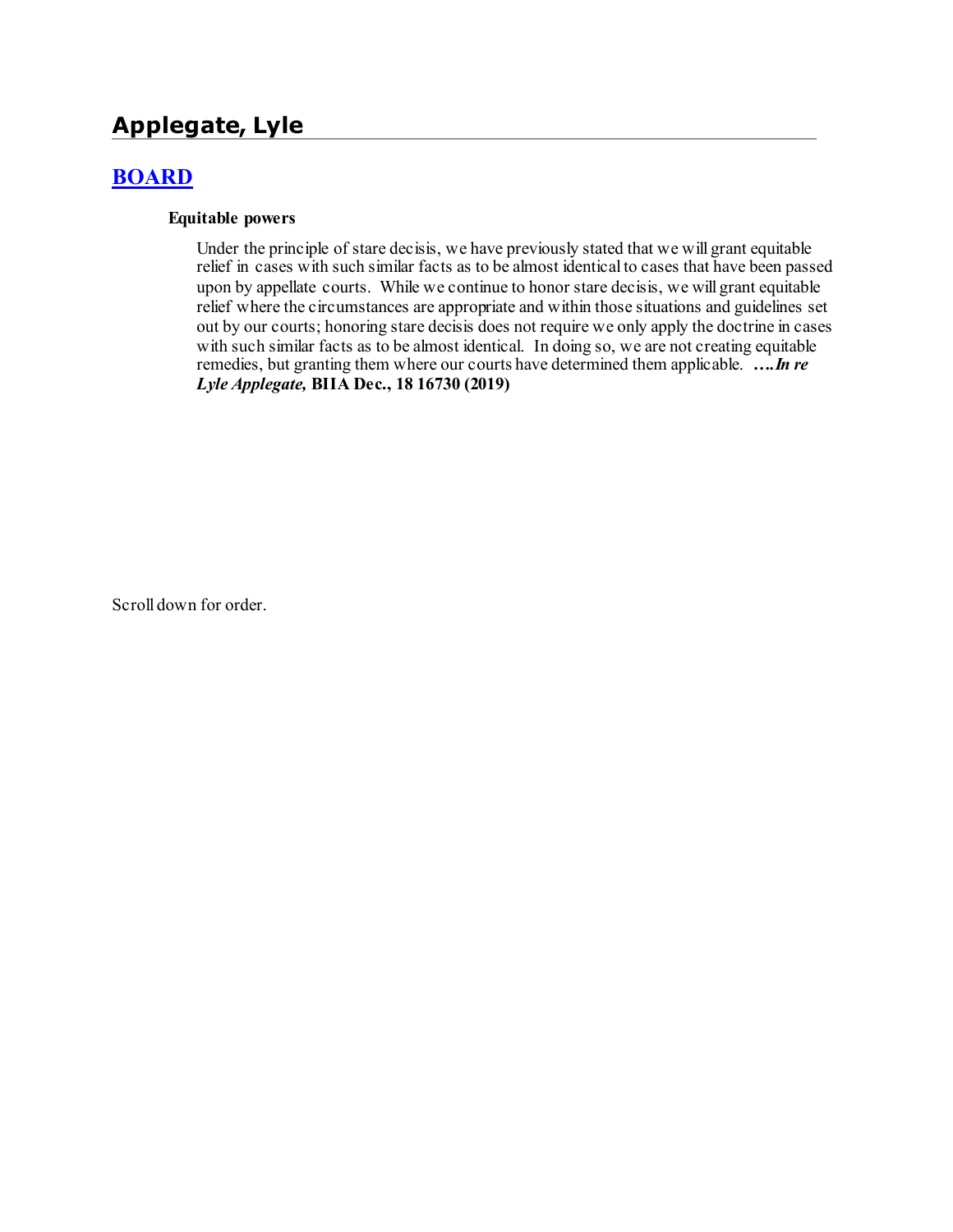# Applegate, Lyle

## [BOARD]

**Equitable powers**

Under the principle of stare decisis, we have previously stated that we will grant equitable relief in cases with such similar facts as to be almost identical to cases that have been passed upon by appellate courts. While we continue to honor stare decisis, we will grant equitable relief where the circumstances are appropriate and within those situations and guidelines set out by our courts; honoring stare decisis does not require we only apply the doctrine in cases with such similar facts as to be almost identical. In doing so, we are not creating equitable remedies, but granting them where our courts have determined them applicable. ***….In re Lyle Applegate,*** **BIIA Dec., 18 16730 (2019)**

Scroll down for order.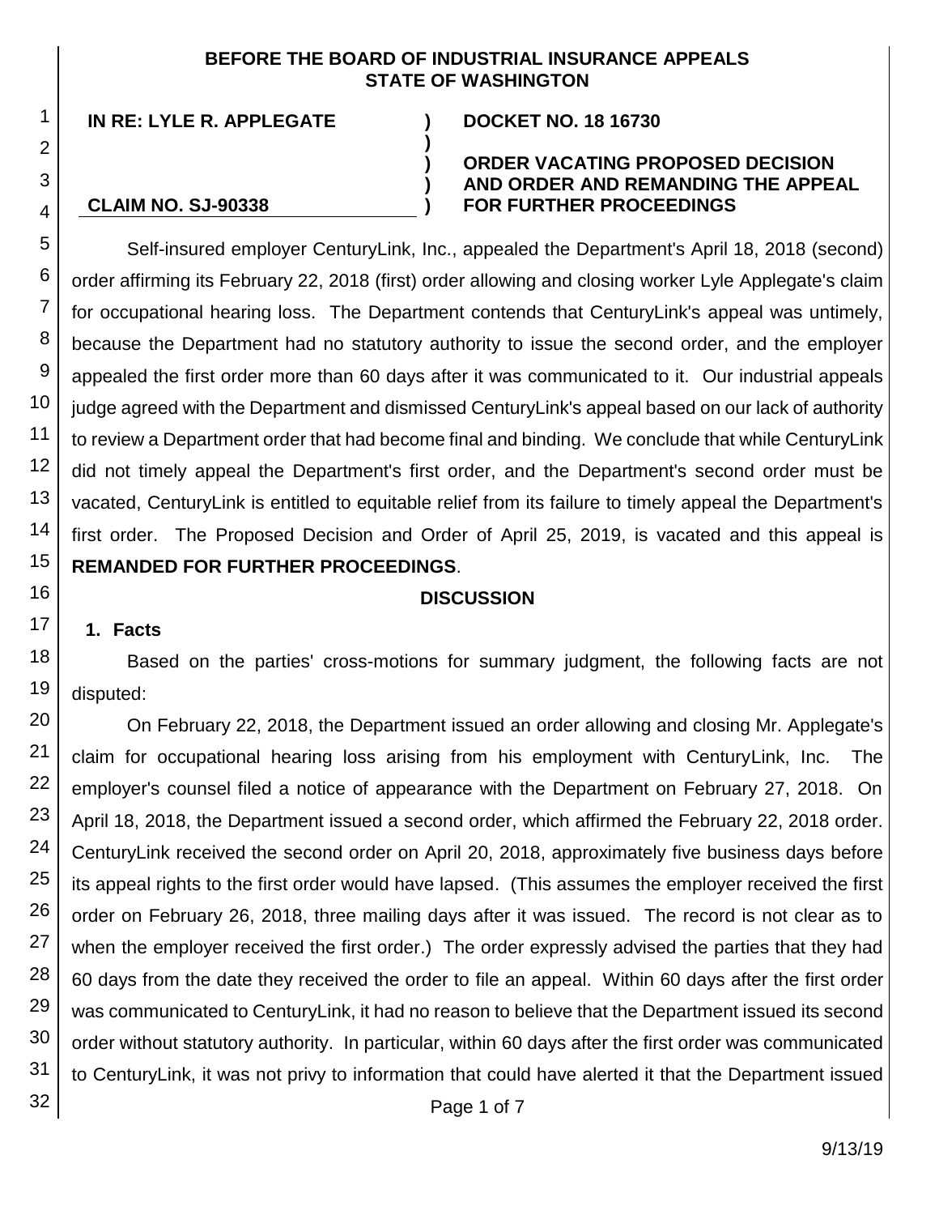**BEFORE THE BOARD OF INDUSTRIAL INSURANCE APPEALS**
**STATE OF WASHINGTON**

| | | |
|---|---|---|
| **IN RE: LYLE R. APPLEGATE** | **)** | **DOCKET NO. 18 16730** |
| | **)** | |
| | **)** | **ORDER VACATING PROPOSED DECISION AND ORDER AND REMANDING THE APPEAL FOR FURTHER PROCEEDINGS** |
| **CLAIM NO. SJ-90338** | **)** | |

Self-insured employer CenturyLink, Inc., appealed the Department's April 18, 2018 (second) order affirming its February 22, 2018 (first) order allowing and closing worker Lyle Applegate's claim for occupational hearing loss. The Department contends that CenturyLink's appeal was untimely, because the Department had no statutory authority to issue the second order, and the employer appealed the first order more than 60 days after it was communicated to it. Our industrial appeals judge agreed with the Department and dismissed CenturyLink's appeal based on our lack of authority to review a Department order that had become final and binding. We conclude that while CenturyLink did not timely appeal the Department's first order, and the Department's second order must be vacated, CenturyLink is entitled to equitable relief from its failure to timely appeal the Department's first order. The Proposed Decision and Order of April 25, 2019, is vacated and this appeal is **REMANDED FOR FURTHER PROCEEDINGS**.

## DISCUSSION

### 1. Facts

Based on the parties' cross-motions for summary judgment, the following facts are not disputed:

On February 22, 2018, the Department issued an order allowing and closing Mr. Applegate's claim for occupational hearing loss arising from his employment with CenturyLink, Inc. The employer's counsel filed a notice of appearance with the Department on February 27, 2018. On April 18, 2018, the Department issued a second order, which affirmed the February 22, 2018 order. CenturyLink received the second order on April 20, 2018, approximately five business days before its appeal rights to the first order would have lapsed. (This assumes the employer received the first order on February 26, 2018, three mailing days after it was issued. The record is not clear as to when the employer received the first order.) The order expressly advised the parties that they had 60 days from the date they received the order to file an appeal. Within 60 days after the first order was communicated to CenturyLink, it had no reason to believe that the Department issued its second order without statutory authority. In particular, within 60 days after the first order was communicated to CenturyLink, it was not privy to information that could have alerted it that the Department issued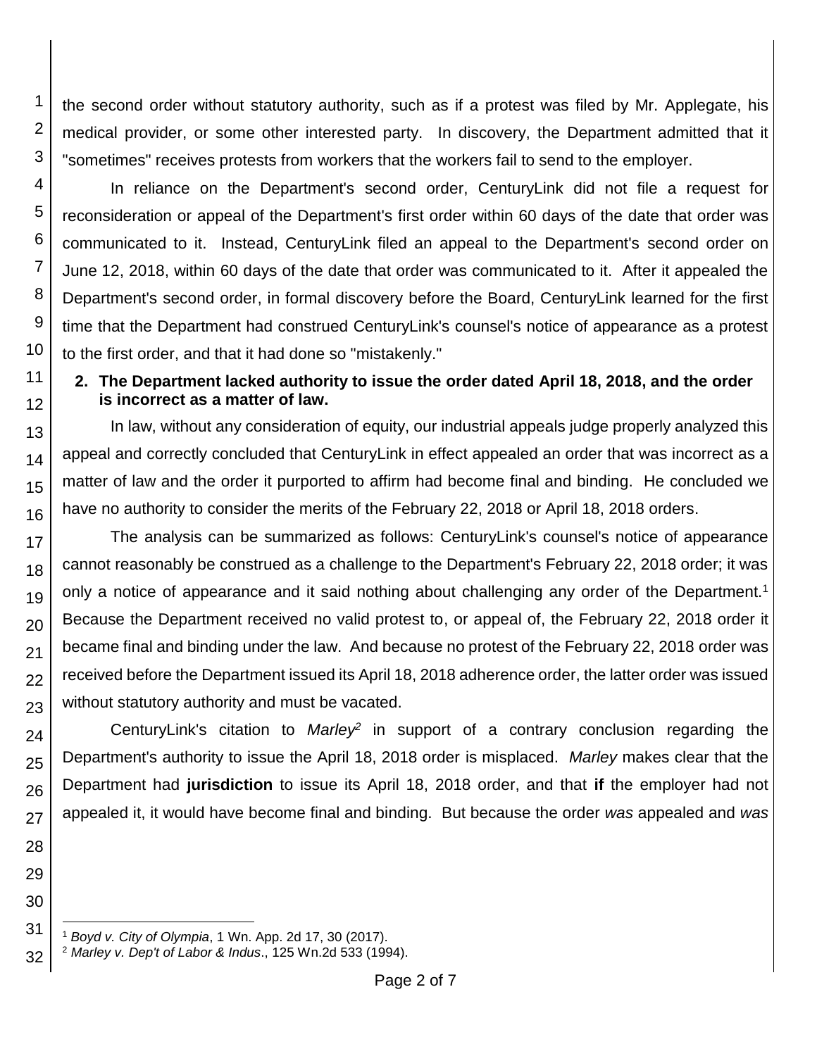the second order without statutory authority, such as if a protest was filed by Mr. Applegate, his medical provider, or some other interested party. In discovery, the Department admitted that it "sometimes" receives protests from workers that the workers fail to send to the employer.

In reliance on the Department's second order, CenturyLink did not file a request for reconsideration or appeal of the Department's first order within 60 days of the date that order was communicated to it. Instead, CenturyLink filed an appeal to the Department's second order on June 12, 2018, within 60 days of the date that order was communicated to it. After it appealed the Department's second order, in formal discovery before the Board, CenturyLink learned for the first time that the Department had construed CenturyLink's counsel's notice of appearance as a protest to the first order, and that it had done so "mistakenly."

**2. The Department lacked authority to issue the order dated April 18, 2018, and the order is incorrect as a matter of law.**

In law, without any consideration of equity, our industrial appeals judge properly analyzed this appeal and correctly concluded that CenturyLink in effect appealed an order that was incorrect as a matter of law and the order it purported to affirm had become final and binding. He concluded we have no authority to consider the merits of the February 22, 2018 or April 18, 2018 orders.

The analysis can be summarized as follows: CenturyLink's counsel's notice of appearance cannot reasonably be construed as a challenge to the Department's February 22, 2018 order; it was only a notice of appearance and it said nothing about challenging any order of the Department.[1] Because the Department received no valid protest to, or appeal of, the February 22, 2018 order it became final and binding under the law. And because no protest of the February 22, 2018 order was received before the Department issued its April 18, 2018 adherence order, the latter order was issued without statutory authority and must be vacated.

CenturyLink's citation to *Marley*[2] in support of a contrary conclusion regarding the Department's authority to issue the April 18, 2018 order is misplaced. *Marley* makes clear that the Department had **jurisdiction** to issue its April 18, 2018 order, and that **if** the employer had not appealed it, it would have become final and binding. But because the order *was* appealed and *was*

---

[1] *Boyd v. City of Olympia*, 1 Wn. App. 2d 17, 30 (2017).

[2] *Marley v. Dep't of Labor & Indus*., 125 Wn.2d 533 (1994).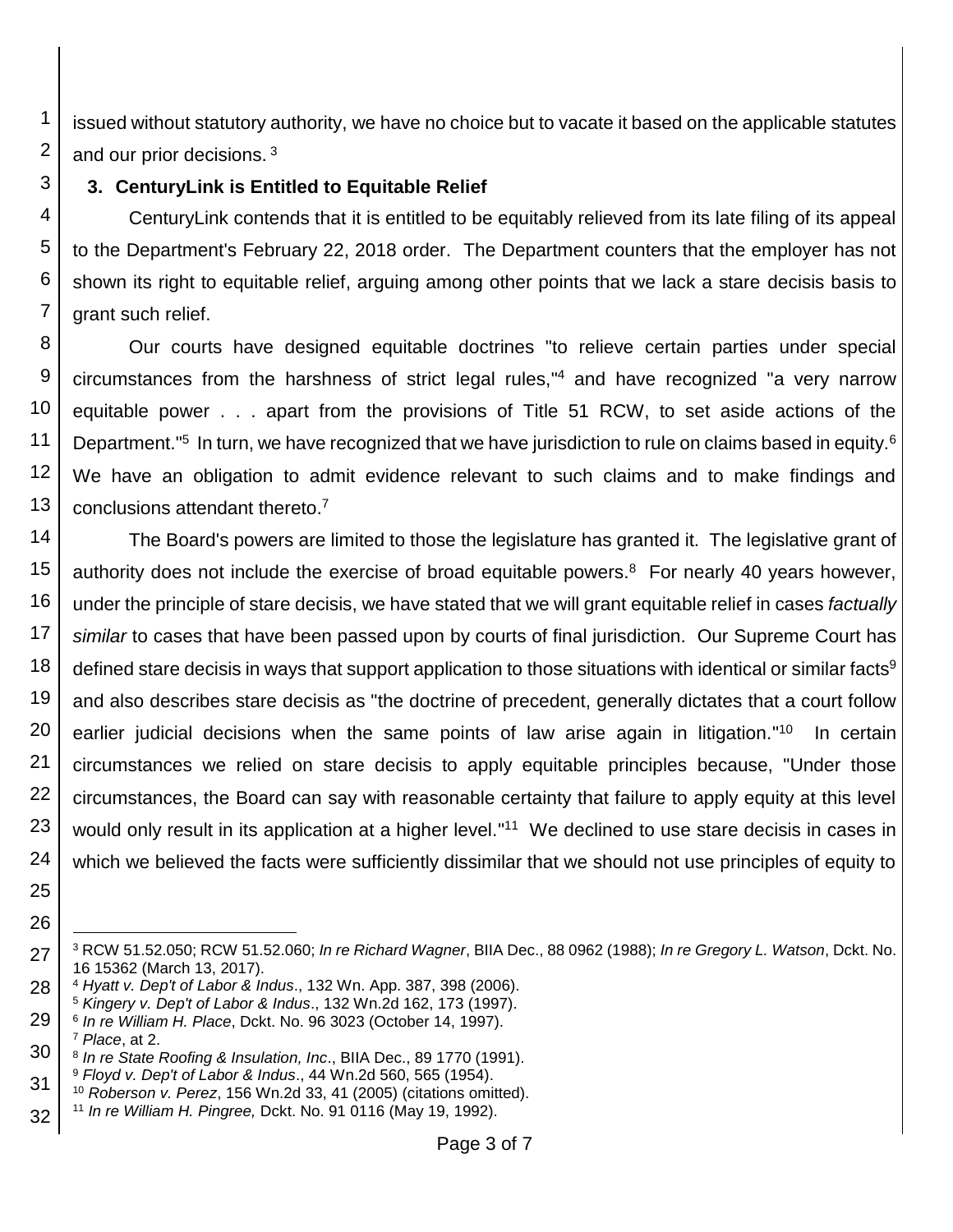issued without statutory authority, we have no choice but to vacate it based on the applicable statutes and our prior decisions. [3]

**3. CenturyLink is Entitled to Equitable Relief**

CenturyLink contends that it is entitled to be equitably relieved from its late filing of its appeal to the Department's February 22, 2018 order. The Department counters that the employer has not shown its right to equitable relief, arguing among other points that we lack a stare decisis basis to grant such relief.

Our courts have designed equitable doctrines "to relieve certain parties under special circumstances from the harshness of strict legal rules,"[4] and have recognized "a very narrow equitable power . . . apart from the provisions of Title 51 RCW, to set aside actions of the Department."[5] In turn, we have recognized that we have jurisdiction to rule on claims based in equity.[6] We have an obligation to admit evidence relevant to such claims and to make findings and conclusions attendant thereto.[7]

The Board's powers are limited to those the legislature has granted it. The legislative grant of authority does not include the exercise of broad equitable powers.[8] For nearly 40 years however, under the principle of stare decisis, we have stated that we will grant equitable relief in cases *factually similar* to cases that have been passed upon by courts of final jurisdiction. Our Supreme Court has defined stare decisis in ways that support application to those situations with identical or similar facts[9] and also describes stare decisis as "the doctrine of precedent, generally dictates that a court follow earlier judicial decisions when the same points of law arise again in litigation."[10] In certain circumstances we relied on stare decisis to apply equitable principles because, "Under those circumstances, the Board can say with reasonable certainty that failure to apply equity at this level would only result in its application at a higher level."[11] We declined to use stare decisis in cases in which we believed the facts were sufficiently dissimilar that we should not use principles of equity to

---

[3] RCW 51.52.050; RCW 51.52.060; *In re Richard Wagner*, BIIA Dec., 88 0962 (1988); *In re Gregory L. Watson*, Dckt. No. 16 15362 (March 13, 2017).

[4] *Hyatt v. Dep't of Labor & Indus*., 132 Wn. App. 387, 398 (2006).

[5] *Kingery v. Dep't of Labor & Indus*., 132 Wn.2d 162, 173 (1997).

[6] *In re William H. Place*, Dckt. No. 96 3023 (October 14, 1997).

[7] *Place*, at 2.

[8] *In re State Roofing & Insulation, Inc*., BIIA Dec., 89 1770 (1991).

[9] *Floyd v. Dep't of Labor & Indus*., 44 Wn.2d 560, 565 (1954).

[10] *Roberson v. Perez*, 156 Wn.2d 33, 41 (2005) (citations omitted).

[11] *In re William H. Pingree,* Dckt. No. 91 0116 (May 19, 1992).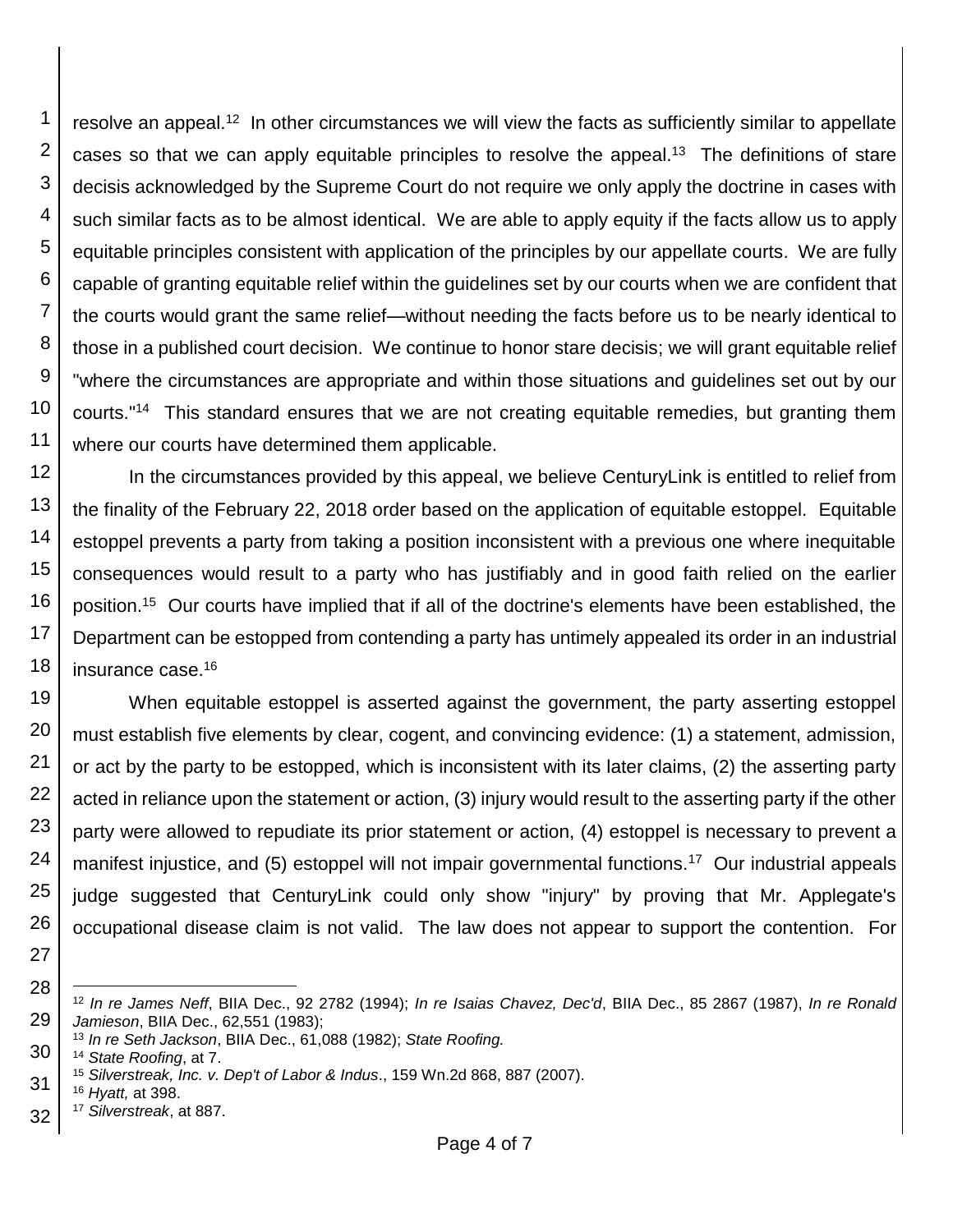resolve an appeal.[12] In other circumstances we will view the facts as sufficiently similar to appellate cases so that we can apply equitable principles to resolve the appeal.[13] The definitions of stare decisis acknowledged by the Supreme Court do not require we only apply the doctrine in cases with such similar facts as to be almost identical. We are able to apply equity if the facts allow us to apply equitable principles consistent with application of the principles by our appellate courts. We are fully capable of granting equitable relief within the guidelines set by our courts when we are confident that the courts would grant the same relief—without needing the facts before us to be nearly identical to those in a published court decision. We continue to honor stare decisis; we will grant equitable relief "where the circumstances are appropriate and within those situations and guidelines set out by our courts."[14] This standard ensures that we are not creating equitable remedies, but granting them where our courts have determined them applicable.

In the circumstances provided by this appeal, we believe CenturyLink is entitled to relief from the finality of the February 22, 2018 order based on the application of equitable estoppel. Equitable estoppel prevents a party from taking a position inconsistent with a previous one where inequitable consequences would result to a party who has justifiably and in good faith relied on the earlier position.[15] Our courts have implied that if all of the doctrine's elements have been established, the Department can be estopped from contending a party has untimely appealed its order in an industrial insurance case.[16]

When equitable estoppel is asserted against the government, the party asserting estoppel must establish five elements by clear, cogent, and convincing evidence: (1) a statement, admission, or act by the party to be estopped, which is inconsistent with its later claims, (2) the asserting party acted in reliance upon the statement or action, (3) injury would result to the asserting party if the other party were allowed to repudiate its prior statement or action, (4) estoppel is necessary to prevent a manifest injustice, and (5) estoppel will not impair governmental functions.[17] Our industrial appeals judge suggested that CenturyLink could only show "injury" by proving that Mr. Applegate's occupational disease claim is not valid. The law does not appear to support the contention. For

---

[12] *In re James Neff*, BIIA Dec., 92 2782 (1994); *In re Isaias Chavez, Dec'd*, BIIA Dec., 85 2867 (1987), *In re Ronald Jamieson*, BIIA Dec., 62,551 (1983);

[13] *In re Seth Jackson*, BIIA Dec., 61,088 (1982); *State Roofing.*

[14] *State Roofing*, at 7.

[15] *Silverstreak, Inc. v. Dep't of Labor & Indus*., 159 Wn.2d 868, 887 (2007).

[16] *Hyatt,* at 398.

[17] *Silverstreak*, at 887.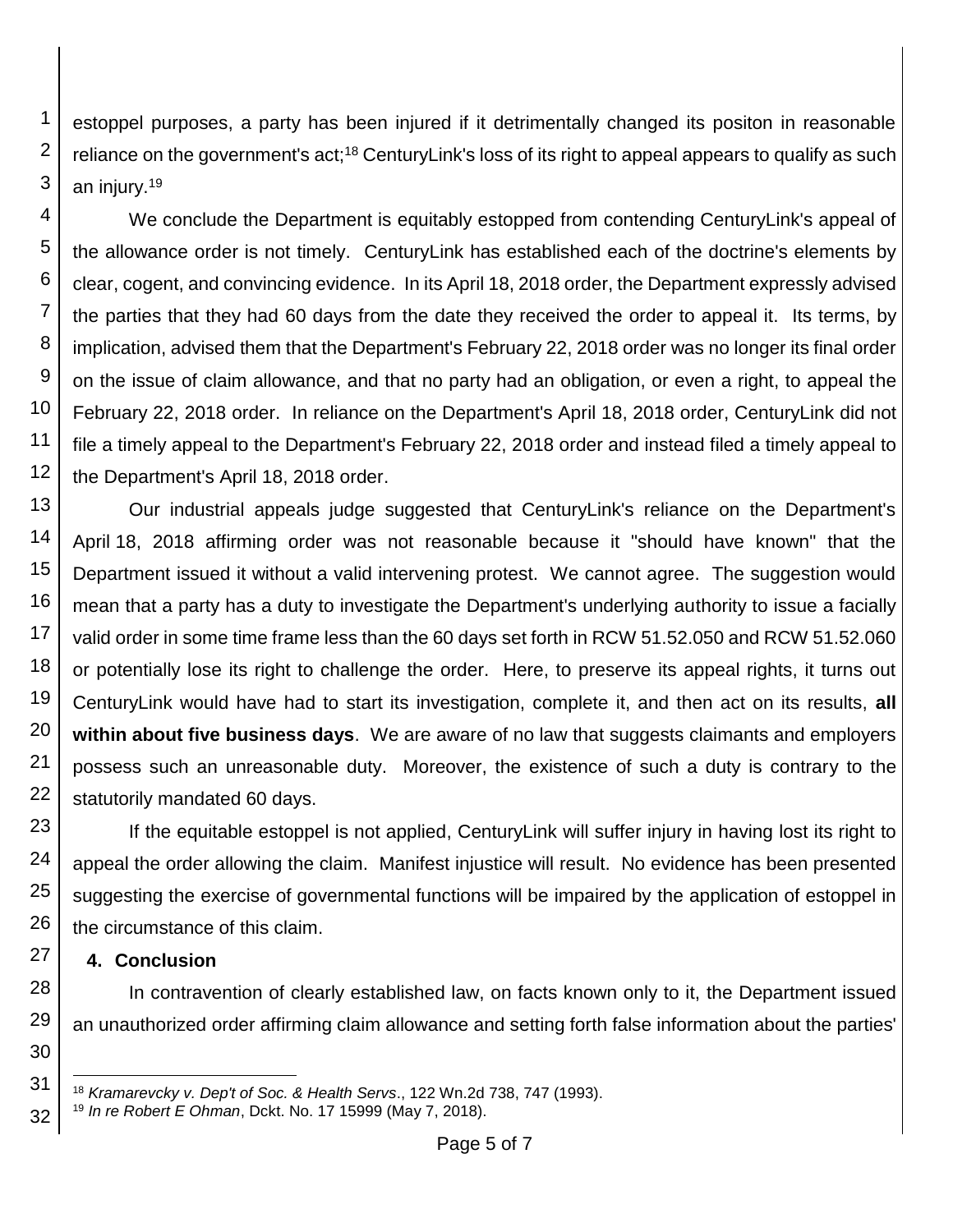estoppel purposes, a party has been injured if it detrimentally changed its positon in reasonable reliance on the government's act;[18] CenturyLink's loss of its right to appeal appears to qualify as such an injury.[19]

We conclude the Department is equitably estopped from contending CenturyLink's appeal of the allowance order is not timely. CenturyLink has established each of the doctrine's elements by clear, cogent, and convincing evidence. In its April 18, 2018 order, the Department expressly advised the parties that they had 60 days from the date they received the order to appeal it. Its terms, by implication, advised them that the Department's February 22, 2018 order was no longer its final order on the issue of claim allowance, and that no party had an obligation, or even a right, to appeal the February 22, 2018 order. In reliance on the Department's April 18, 2018 order, CenturyLink did not file a timely appeal to the Department's February 22, 2018 order and instead filed a timely appeal to the Department's April 18, 2018 order.

Our industrial appeals judge suggested that CenturyLink's reliance on the Department's April 18, 2018 affirming order was not reasonable because it "should have known" that the Department issued it without a valid intervening protest. We cannot agree. The suggestion would mean that a party has a duty to investigate the Department's underlying authority to issue a facially valid order in some time frame less than the 60 days set forth in RCW 51.52.050 and RCW 51.52.060 or potentially lose its right to challenge the order. Here, to preserve its appeal rights, it turns out CenturyLink would have had to start its investigation, complete it, and then act on its results, **all within about five business days**. We are aware of no law that suggests claimants and employers possess such an unreasonable duty. Moreover, the existence of such a duty is contrary to the statutorily mandated 60 days.

If the equitable estoppel is not applied, CenturyLink will suffer injury in having lost its right to appeal the order allowing the claim. Manifest injustice will result. No evidence has been presented suggesting the exercise of governmental functions will be impaired by the application of estoppel in the circumstance of this claim.

**4. Conclusion**

In contravention of clearly established law, on facts known only to it, the Department issued an unauthorized order affirming claim allowance and setting forth false information about the parties'

[18] *Kramarevcky v. Dep't of Soc. & Health Servs*., 122 Wn.2d 738, 747 (1993).
[19] *In re Robert E Ohman*, Dckt. No. 17 15999 (May 7, 2018).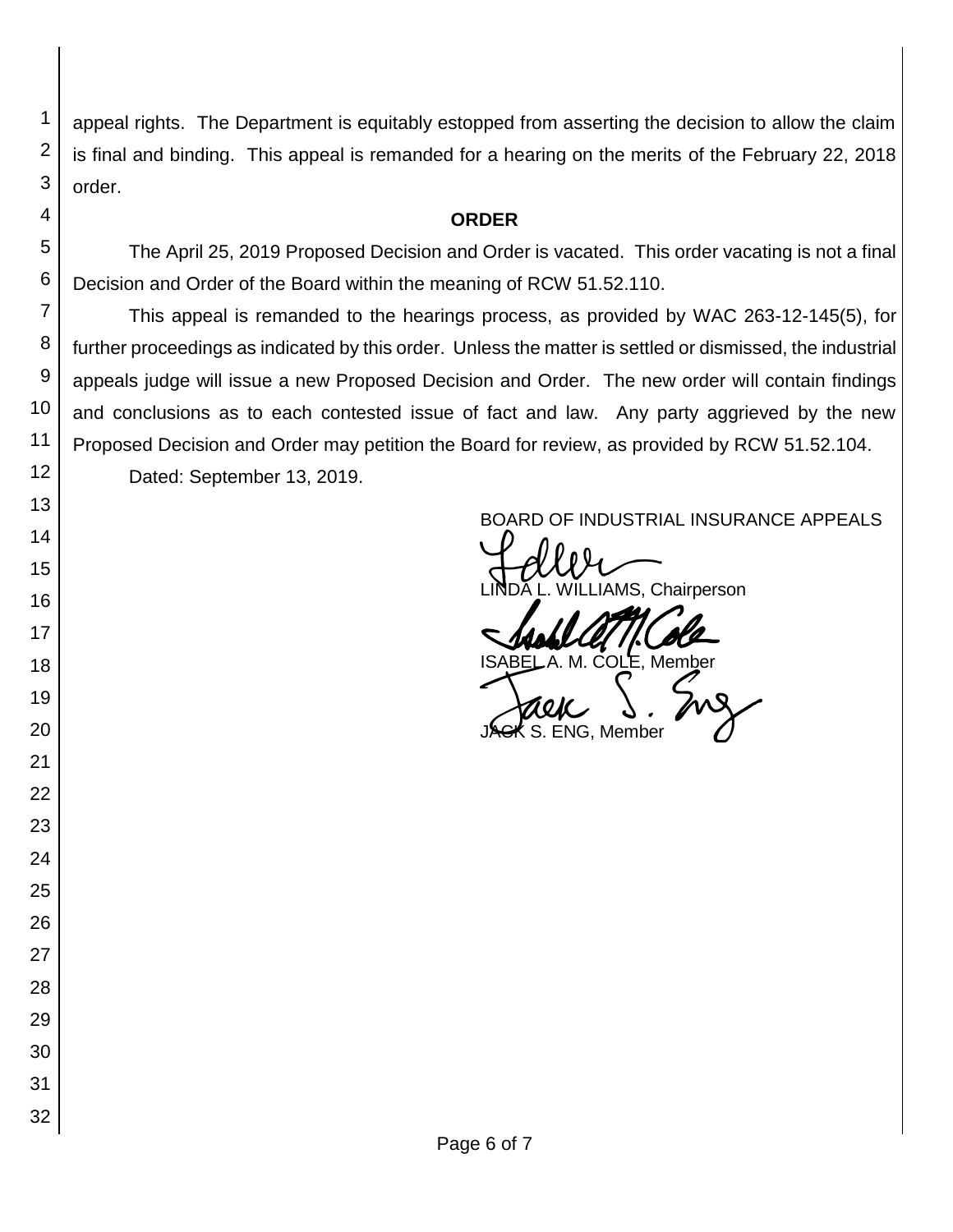appeal rights. The Department is equitably estopped from asserting the decision to allow the claim is final and binding. This appeal is remanded for a hearing on the merits of the February 22, 2018 order.

**ORDER**

The April 25, 2019 Proposed Decision and Order is vacated. This order vacating is not a final Decision and Order of the Board within the meaning of RCW 51.52.110.

This appeal is remanded to the hearings process, as provided by WAC 263-12-145(5), for further proceedings as indicated by this order. Unless the matter is settled or dismissed, the industrial appeals judge will issue a new Proposed Decision and Order. The new order will contain findings and conclusions as to each contested issue of fact and law. Any party aggrieved by the new Proposed Decision and Order may petition the Board for review, as provided by RCW 51.52.104.

Dated: September 13, 2019.

BOARD OF INDUSTRIAL INSURANCE APPEALS

LINDA L. WILLIAMS, Chairperson

ISABEL A. M. COLE, Member

JACK S. ENG, Member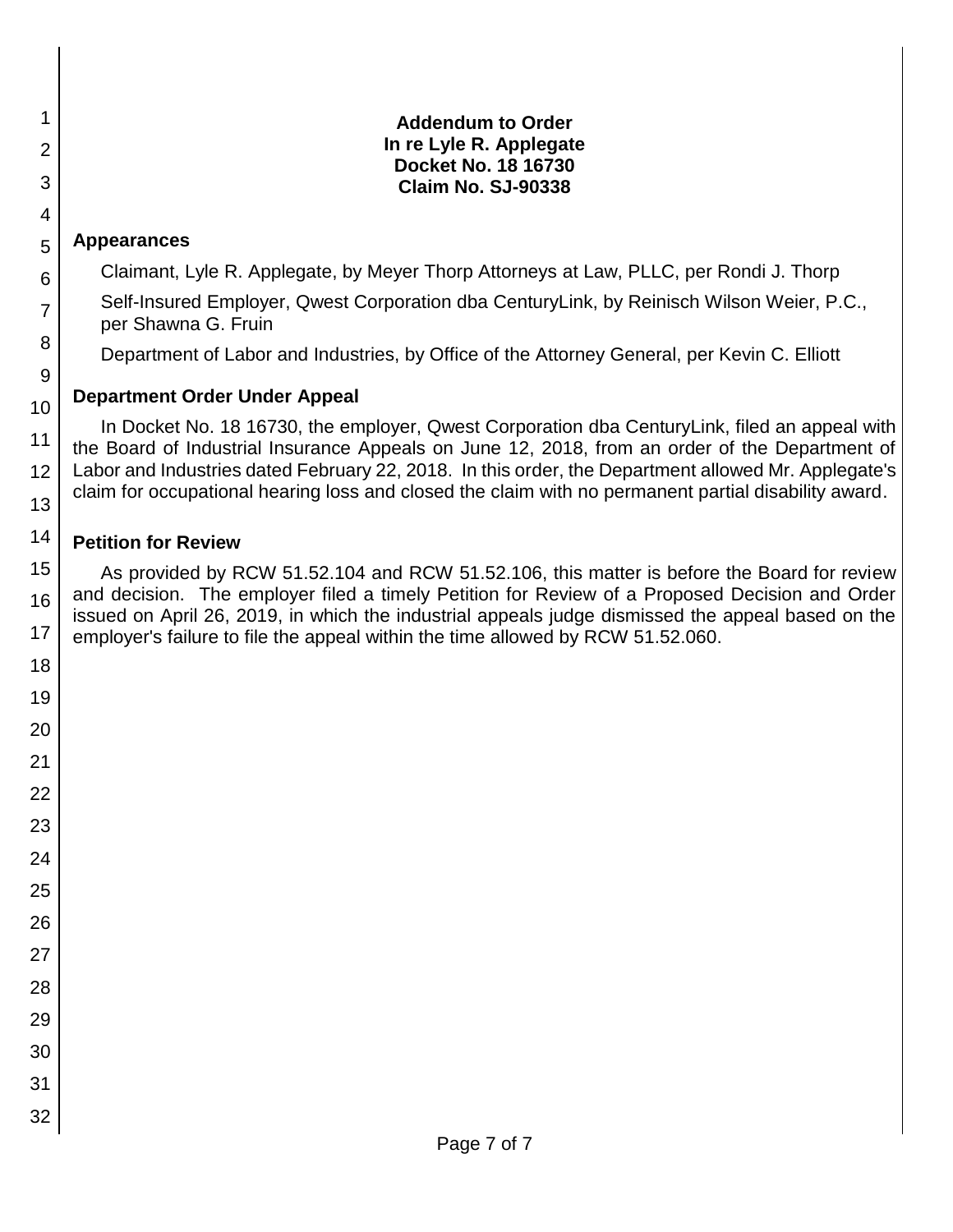**Addendum to Order**
**In re Lyle R. Applegate**
**Docket No. 18 16730**
**Claim No. SJ-90338**

## Appearances

Claimant, Lyle R. Applegate, by Meyer Thorp Attorneys at Law, PLLC, per Rondi J. Thorp

Self-Insured Employer, Qwest Corporation dba CenturyLink, by Reinisch Wilson Weier, P.C., per Shawna G. Fruin

Department of Labor and Industries, by Office of the Attorney General, per Kevin C. Elliott

## Department Order Under Appeal

In Docket No. 18 16730, the employer, Qwest Corporation dba CenturyLink, filed an appeal with the Board of Industrial Insurance Appeals on June 12, 2018, from an order of the Department of Labor and Industries dated February 22, 2018. In this order, the Department allowed Mr. Applegate's claim for occupational hearing loss and closed the claim with no permanent partial disability award.

## Petition for Review

As provided by RCW 51.52.104 and RCW 51.52.106, this matter is before the Board for review and decision. The employer filed a timely Petition for Review of a Proposed Decision and Order issued on April 26, 2019, in which the industrial appeals judge dismissed the appeal based on the employer's failure to file the appeal within the time allowed by RCW 51.52.060.